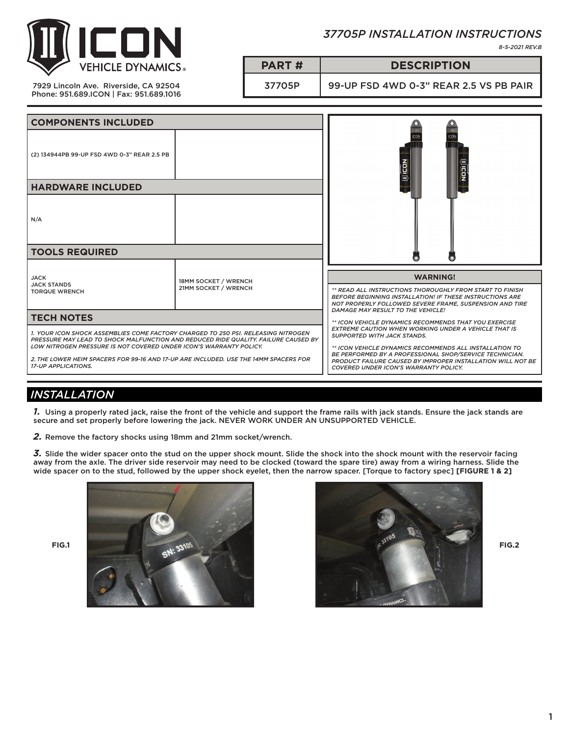# ICON VEHICLE DYNAMICS

7929 Lincoln Ave. Riverside, CA 92504
Phone: 951.689.ICON | Fax: 951.689.1016

## *37705P INSTALLATION INSTRUCTIONS*

*8-5-2021 REV.B*

| PART # | DESCRIPTION |
|---|---|
| 37705P | 99-UP FSD 4WD 0-3" REAR 2.5 VS PB PAIR |

| COMPONENTS INCLUDED | |
|---|---|
| (2) 134944PB 99-UP FSD 4WD 0-3" REAR 2.5 PB | |

| HARDWARE INCLUDED | |
|---|---|
| N/A | |

| TOOLS REQUIRED | |
|---|---|
| JACK<br>JACK STANDS<br>TORQUE WRENCH | 18MM SOCKET / WRENCH<br>21MM SOCKET / WRENCH |

### TECH NOTES

*1. YOUR ICON SHOCK ASSEMBLIES COME FACTORY CHARGED TO 250 PSI. RELEASING NITROGEN PRESSURE MAY LEAD TO SHOCK MALFUNCTION AND REDUCED RIDE QUALITY. FAILURE CAUSED BY LOW NITROGEN PRESSURE IS NOT COVERED UNDER ICON'S WARRANTY POLICY.*

*2. THE LOWER HEIM SPACERS FOR 99-16 AND 17-UP ARE INCLUDED. USE THE 14MM SPACERS FOR 17-UP APPLICATIONS.*

### WARNING!

*** READ ALL INSTRUCTIONS THOROUGHLY FROM START TO FINISH BEFORE BEGINNING INSTALLATION! IF THESE INSTRUCTIONS ARE NOT PROPERLY FOLLOWED SEVERE FRAME, SUSPENSION AND TIRE DAMAGE MAY RESULT TO THE VEHICLE!*

*** ICON VEHICLE DYNAMICS RECOMMENDS THAT YOU EXERCISE EXTREME CAUTION WHEN WORKING UNDER A VEHICLE THAT IS SUPPORTED WITH JACK STANDS.*

*** ICON VEHICLE DYNAMICS RECOMMENDS ALL INSTALLATION TO BE PERFORMED BY A PROFESSIONAL SHOP/SERVICE TECHNICIAN. PRODUCT FAILURE CAUSED BY IMPROPER INSTALLATION WILL NOT BE COVERED UNDER ICON'S WARRANTY POLICY.*

## *INSTALLATION*

***1.*** Using a properly rated jack, raise the front of the vehicle and support the frame rails with jack stands. Ensure the jack stands are secure and set properly before lowering the jack. NEVER WORK UNDER AN UNSUPPORTED VEHICLE.

***2.*** Remove the factory shocks using 18mm and 21mm socket/wrench.

***3.*** Slide the wider spacer onto the stud on the upper shock mount. Slide the shock into the shock mount with the reservoir facing away from the axle. The driver side reservoir may need to be clocked (toward the spare tire) away from a wiring harness. Slide the wide spacer on to the stud, followed by the upper shock eyelet, then the narrow spacer. [Torque to factory spec] **[FIGURE 1 & 2]**

**FIG.1**

**FIG.2**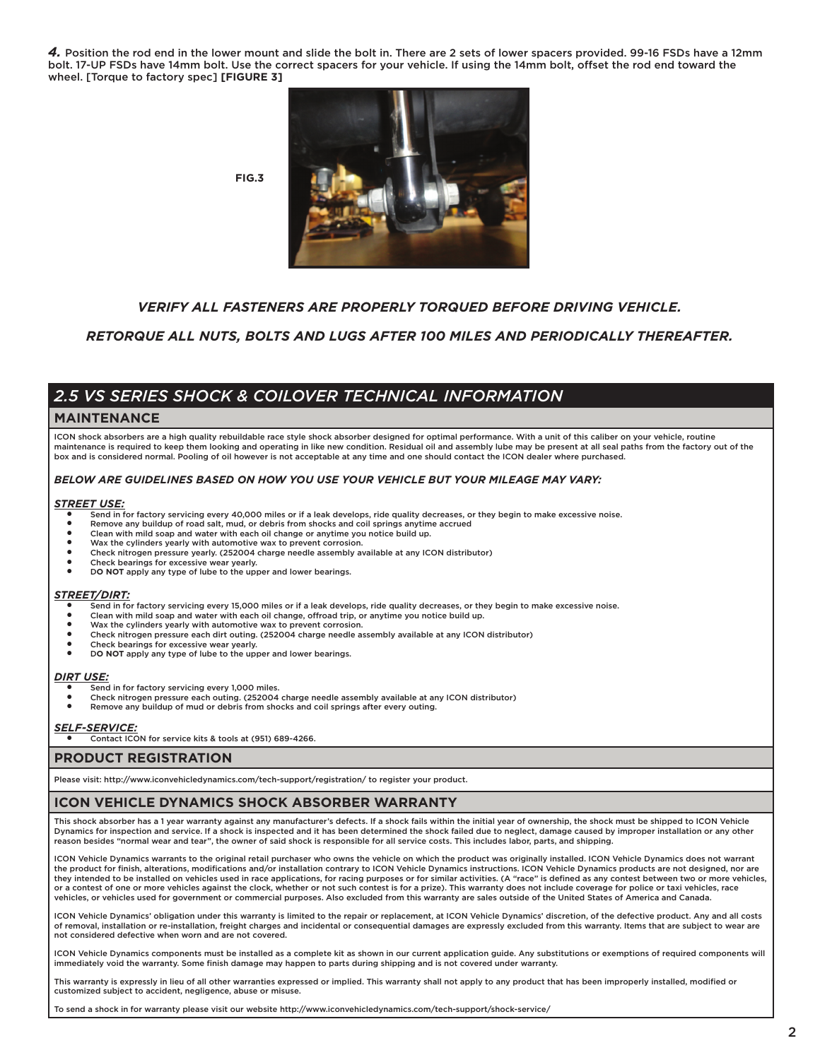***4.*** Position the rod end in the lower mount and slide the bolt in. There are 2 sets of lower spacers provided. 99-16 FSDs have a 12mm bolt. 17-UP FSDs have 14mm bolt. Use the correct spacers for your vehicle. If using the 14mm bolt, offset the rod end toward the wheel. [Torque to factory spec] **[FIGURE 3]**

**FIG.3**

***VERIFY ALL FASTENERS ARE PROPERLY TORQUED BEFORE DRIVING VEHICLE.***

***RETORQUE ALL NUTS, BOLTS AND LUGS AFTER 100 MILES AND PERIODICALLY THEREAFTER.***

# *2.5 VS SERIES SHOCK & COILOVER TECHNICAL INFORMATION*

## MAINTENANCE

ICON shock absorbers are a high quality rebuildable race style shock absorber designed for optimal performance. With a unit of this caliber on your vehicle, routine maintenance is required to keep them looking and operating in like new condition. Residual oil and assembly lube may be present at all seal paths from the factory out of the box and is considered normal. Pooling of oil however is not acceptable at any time and one should contact the ICON dealer where purchased.

***BELOW ARE GUIDELINES BASED ON HOW YOU USE YOUR VEHICLE BUT YOUR MILEAGE MAY VARY:***

***STREET USE:***

- Send in for factory servicing every 40,000 miles or if a leak develops, ride quality decreases, or they begin to make excessive noise.
- Remove any buildup of road salt, mud, or debris from shocks and coil springs anytime accrued
- Clean with mild soap and water with each oil change or anytime you notice build up.
- Wax the cylinders yearly with automotive wax to prevent corrosion.
- Check nitrogen pressure yearly. (252004 charge needle assembly available at any ICON distributor)
- Check bearings for excessive wear yearly.
- D**O NOT** apply any type of lube to the upper and lower bearings.

***STREET/DIRT:***

- Send in for factory servicing every 15,000 miles or if a leak develops, ride quality decreases, or they begin to make excessive noise.
- Clean with mild soap and water with each oil change, offroad trip, or anytime you notice build up.
- Wax the cylinders yearly with automotive wax to prevent corrosion.
- Check nitrogen pressure each dirt outing. (252004 charge needle assembly available at any ICON distributor)
- Check bearings for excessive wear yearly.
- D**O NOT** apply any type of lube to the upper and lower bearings.

***DIRT USE:***

- Send in for factory servicing every 1,000 miles.
- Check nitrogen pressure each outing. (252004 charge needle assembly available at any ICON distributor)
- Remove any buildup of mud or debris from shocks and coil springs after every outing.

***SELF-SERVICE:***

- Contact ICON for service kits & tools at (951) 689-4266.

## PRODUCT REGISTRATION

Please visit: http://www.iconvehicledynamics.com/tech-support/registration/ to register your product.

## ICON VEHICLE DYNAMICS SHOCK ABSORBER WARRANTY

This shock absorber has a 1 year warranty against any manufacturer's defects. If a shock fails within the initial year of ownership, the shock must be shipped to ICON Vehicle Dynamics for inspection and service. If a shock is inspected and it has been determined the shock failed due to neglect, damage caused by improper installation or any other reason besides "normal wear and tear", the owner of said shock is responsible for all service costs. This includes labor, parts, and shipping.

ICON Vehicle Dynamics warrants to the original retail purchaser who owns the vehicle on which the product was originally installed. ICON Vehicle Dynamics does not warrant the product for finish, alterations, modifications and/or installation contrary to ICON Vehicle Dynamics instructions. ICON Vehicle Dynamics products are not designed, nor are they intended to be installed on vehicles used in race applications, for racing purposes or for similar activities. (A "race" is defined as any contest between two or more vehicles, or a contest of one or more vehicles against the clock, whether or not such contest is for a prize). This warranty does not include coverage for police or taxi vehicles, race vehicles, or vehicles used for government or commercial purposes. Also excluded from this warranty are sales outside of the United States of America and Canada.

ICON Vehicle Dynamics' obligation under this warranty is limited to the repair or replacement, at ICON Vehicle Dynamics' discretion, of the defective product. Any and all costs of removal, installation or re-installation, freight charges and incidental or consequential damages are expressly excluded from this warranty. Items that are subject to wear are not considered defective when worn and are not covered.

ICON Vehicle Dynamics components must be installed as a complete kit as shown in our current application guide. Any substitutions or exemptions of required components will immediately void the warranty. Some finish damage may happen to parts during shipping and is not covered under warranty.

This warranty is expressly in lieu of all other warranties expressed or implied. This warranty shall not apply to any product that has been improperly installed, modified or customized subject to accident, negligence, abuse or misuse.

To send a shock in for warranty please visit our website http://www.iconvehicledynamics.com/tech-support/shock-service/